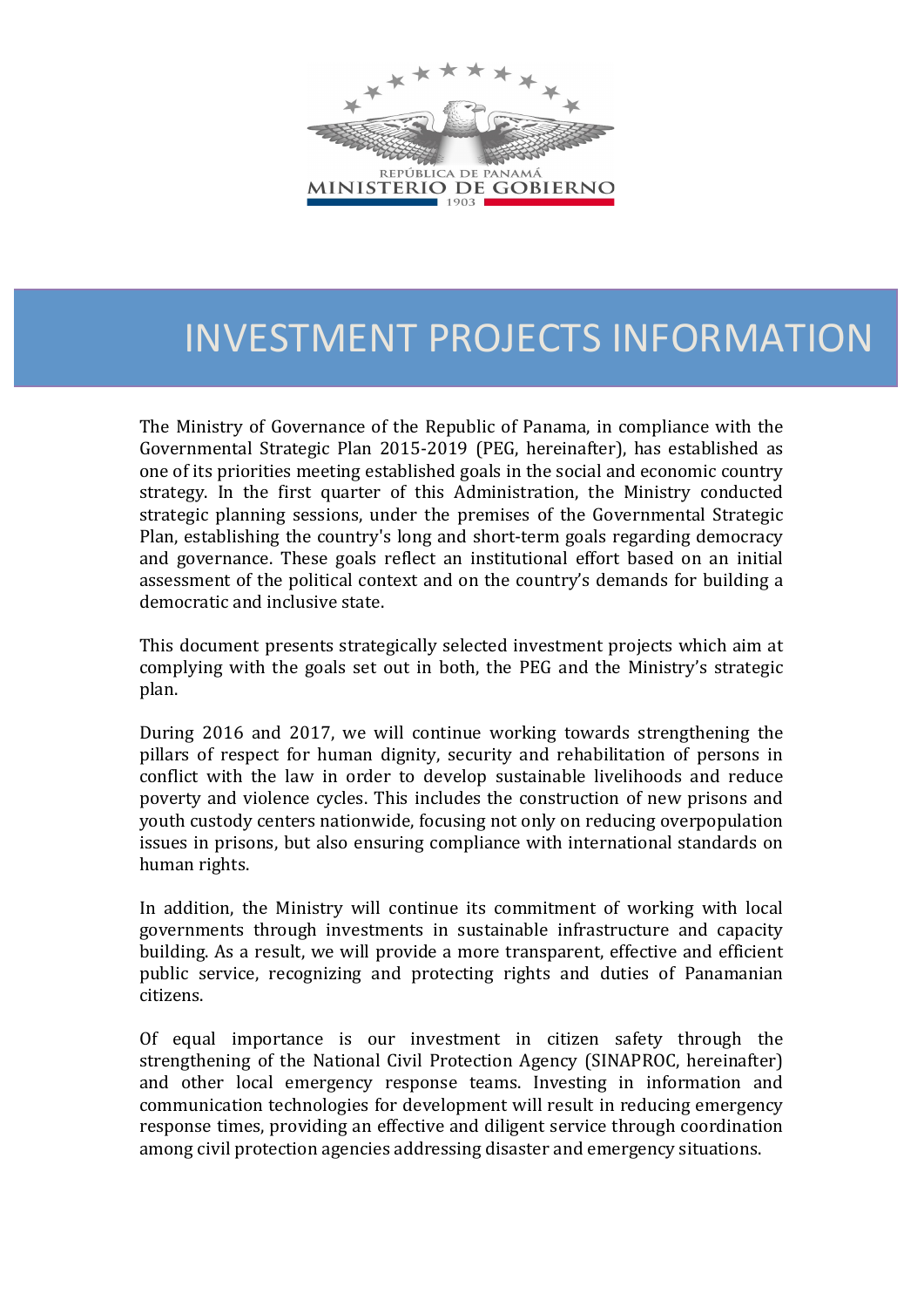REPÚBLICA DE PANAMÁ
MINISTERIO DE GOBIERNO
1903

# INVESTMENT PROJECTS INFORMATION

The Ministry of Governance of the Republic of Panama, in compliance with the Governmental Strategic Plan 2015-2019 (PEG, hereinafter), has established as one of its priorities meeting established goals in the social and economic country strategy. In the first quarter of this Administration, the Ministry conducted strategic planning sessions, under the premises of the Governmental Strategic Plan, establishing the country's long and short-term goals regarding democracy and governance. These goals reflect an institutional effort based on an initial assessment of the political context and on the country's demands for building a democratic and inclusive state.

This document presents strategically selected investment projects which aim at complying with the goals set out in both, the PEG and the Ministry's strategic plan.

During 2016 and 2017, we will continue working towards strengthening the pillars of respect for human dignity, security and rehabilitation of persons in conflict with the law in order to develop sustainable livelihoods and reduce poverty and violence cycles. This includes the construction of new prisons and youth custody centers nationwide, focusing not only on reducing overpopulation issues in prisons, but also ensuring compliance with international standards on human rights.

In addition, the Ministry will continue its commitment of working with local governments through investments in sustainable infrastructure and capacity building. As a result, we will provide a more transparent, effective and efficient public service, recognizing and protecting rights and duties of Panamanian citizens.

Of equal importance is our investment in citizen safety through the strengthening of the National Civil Protection Agency (SINAPROC, hereinafter) and other local emergency response teams. Investing in information and communication technologies for development will result in reducing emergency response times, providing an effective and diligent service through coordination among civil protection agencies addressing disaster and emergency situations.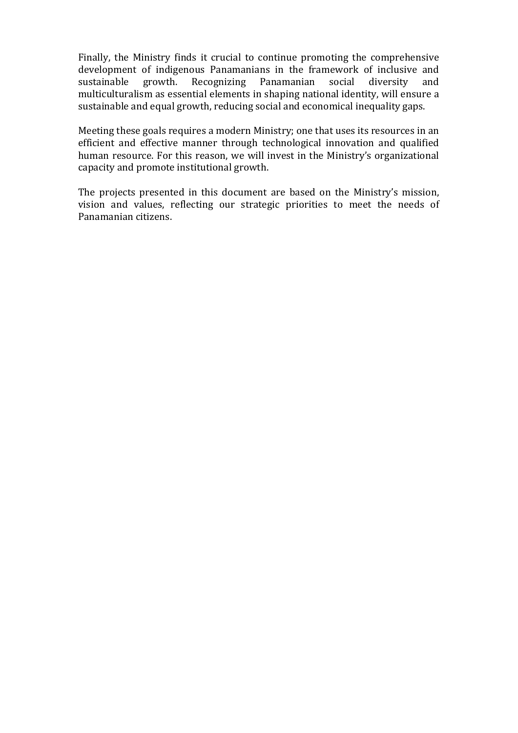Finally, the Ministry finds it crucial to continue promoting the comprehensive development of indigenous Panamanians in the framework of inclusive and sustainable growth. Recognizing Panamanian social diversity and multiculturalism as essential elements in shaping national identity, will ensure a sustainable and equal growth, reducing social and economical inequality gaps.

Meeting these goals requires a modern Ministry; one that uses its resources in an efficient and effective manner through technological innovation and qualified human resource. For this reason, we will invest in the Ministry's organizational capacity and promote institutional growth.

The projects presented in this document are based on the Ministry's mission, vision and values, reflecting our strategic priorities to meet the needs of Panamanian citizens.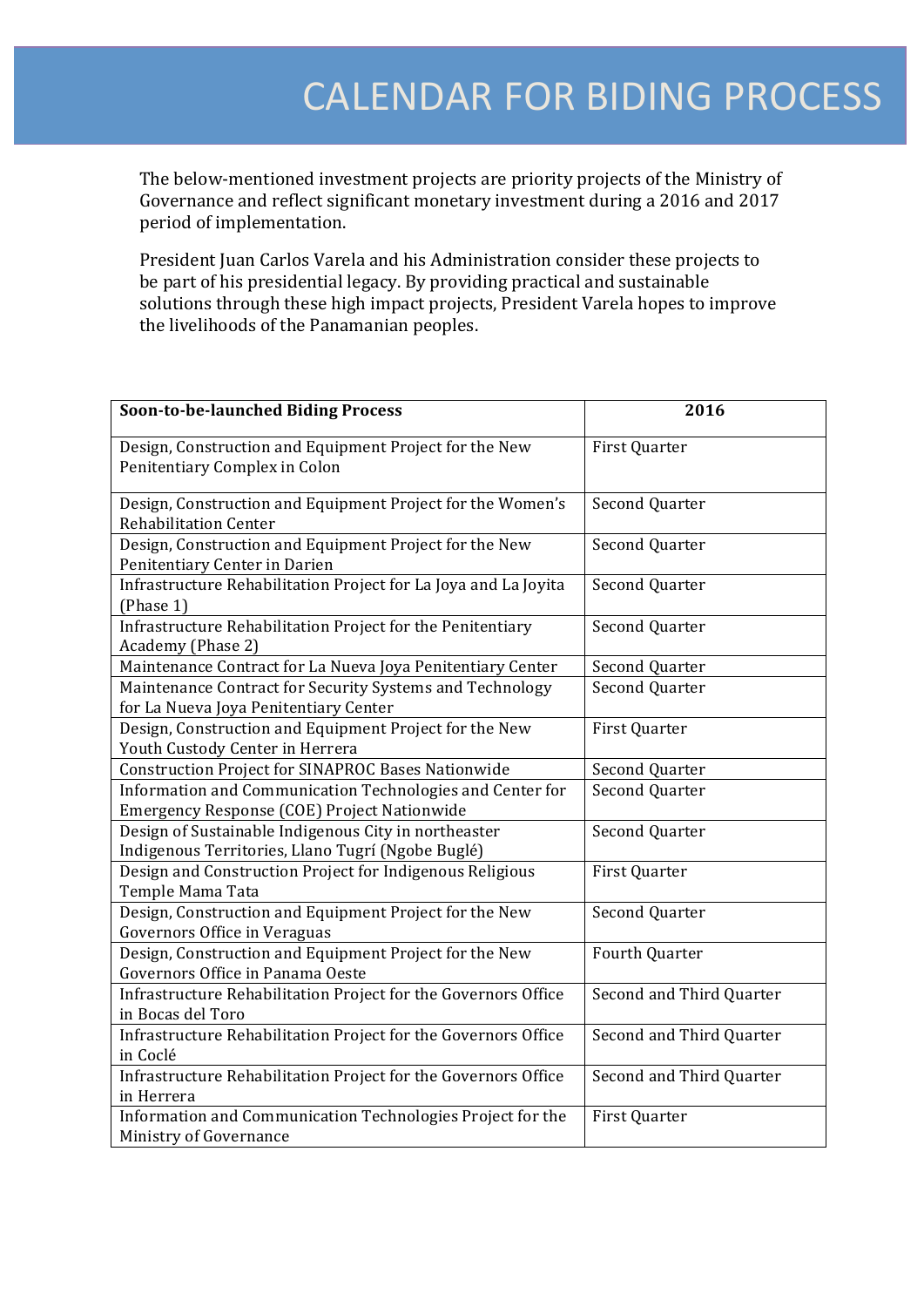# CALENDAR FOR BIDING PROCESS

The below-mentioned investment projects are priority projects of the Ministry of Governance and reflect significant monetary investment during a 2016 and 2017 period of implementation.

President Juan Carlos Varela and his Administration consider these projects to be part of his presidential legacy. By providing practical and sustainable solutions through these high impact projects, President Varela hopes to improve the livelihoods of the Panamanian peoples.

| **Soon-to-be-launched Biding Process** | **2016** |
|---|---|
| Design, Construction and Equipment Project for the New Penitentiary Complex in Colon | First Quarter |
| Design, Construction and Equipment Project for the Women's Rehabilitation Center | Second Quarter |
| Design, Construction and Equipment Project for the New Penitentiary Center in Darien | Second Quarter |
| Infrastructure Rehabilitation Project for La Joya and La Joyita (Phase 1) | Second Quarter |
| Infrastructure Rehabilitation Project for the Penitentiary Academy (Phase 2) | Second Quarter |
| Maintenance Contract for La Nueva Joya Penitentiary Center | Second Quarter |
| Maintenance Contract for Security Systems and Technology for La Nueva Joya Penitentiary Center | Second Quarter |
| Design, Construction and Equipment Project for the New Youth Custody Center in Herrera | First Quarter |
| Construction Project for SINAPROC Bases Nationwide | Second Quarter |
| Information and Communication Technologies and Center for Emergency Response (COE) Project Nationwide | Second Quarter |
| Design of Sustainable Indigenous City in northeaster Indigenous Territories, Llano Tugrí (Ngobe Buglé) | Second Quarter |
| Design and Construction Project for Indigenous Religious Temple Mama Tata | First Quarter |
| Design, Construction and Equipment Project for the New Governors Office in Veraguas | Second Quarter |
| Design, Construction and Equipment Project for the New Governors Office in Panama Oeste | Fourth Quarter |
| Infrastructure Rehabilitation Project for the Governors Office in Bocas del Toro | Second and Third Quarter |
| Infrastructure Rehabilitation Project for the Governors Office in Coclé | Second and Third Quarter |
| Infrastructure Rehabilitation Project for the Governors Office in Herrera | Second and Third Quarter |
| Information and Communication Technologies Project for the Ministry of Governance | First Quarter |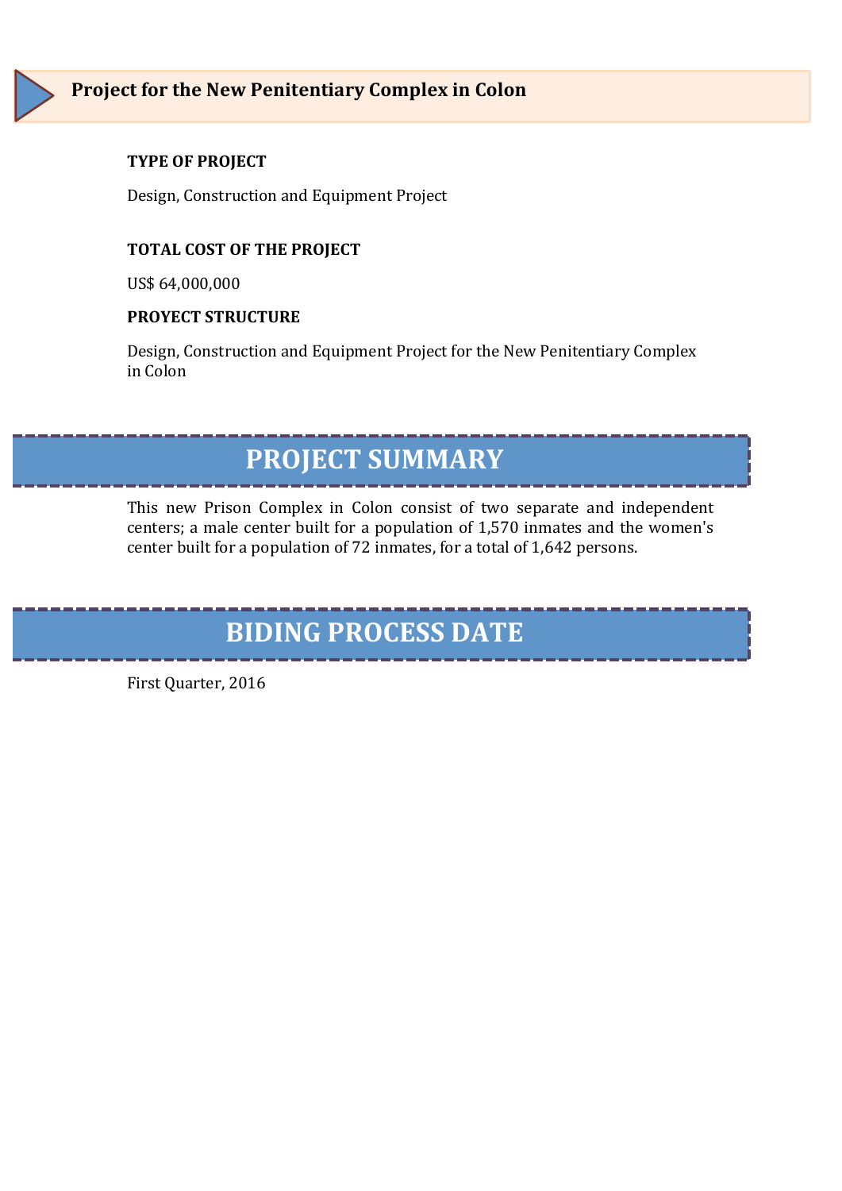## Project for the New Penitentiary Complex in Colon

**TYPE OF PROJECT**

Design, Construction and Equipment Project

**TOTAL COST OF THE PROJECT**

US$ 64,000,000

**PROYECT STRUCTURE**

Design, Construction and Equipment Project for the New Penitentiary Complex in Colon

# PROJECT SUMMARY

This new Prison Complex in Colon consist of two separate and independent centers; a male center built for a population of 1,570 inmates and the women's center built for a population of 72 inmates, for a total of 1,642 persons.

# BIDING PROCESS DATE

First Quarter, 2016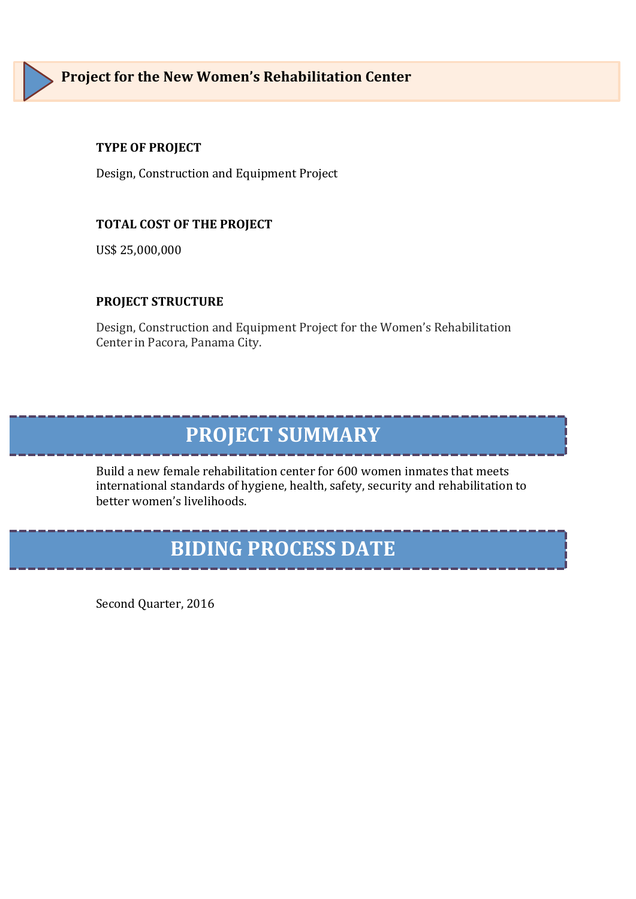## Project for the New Women's Rehabilitation Center

**TYPE OF PROJECT**

Design, Construction and Equipment Project

**TOTAL COST OF THE PROJECT**

US$ 25,000,000

**PROJECT STRUCTURE**

Design, Construction and Equipment Project for the Women's Rehabilitation Center in Pacora, Panama City.

# PROJECT SUMMARY

Build a new female rehabilitation center for 600 women inmates that meets international standards of hygiene, health, safety, security and rehabilitation to better women's livelihoods.

# BIDING PROCESS DATE

Second Quarter, 2016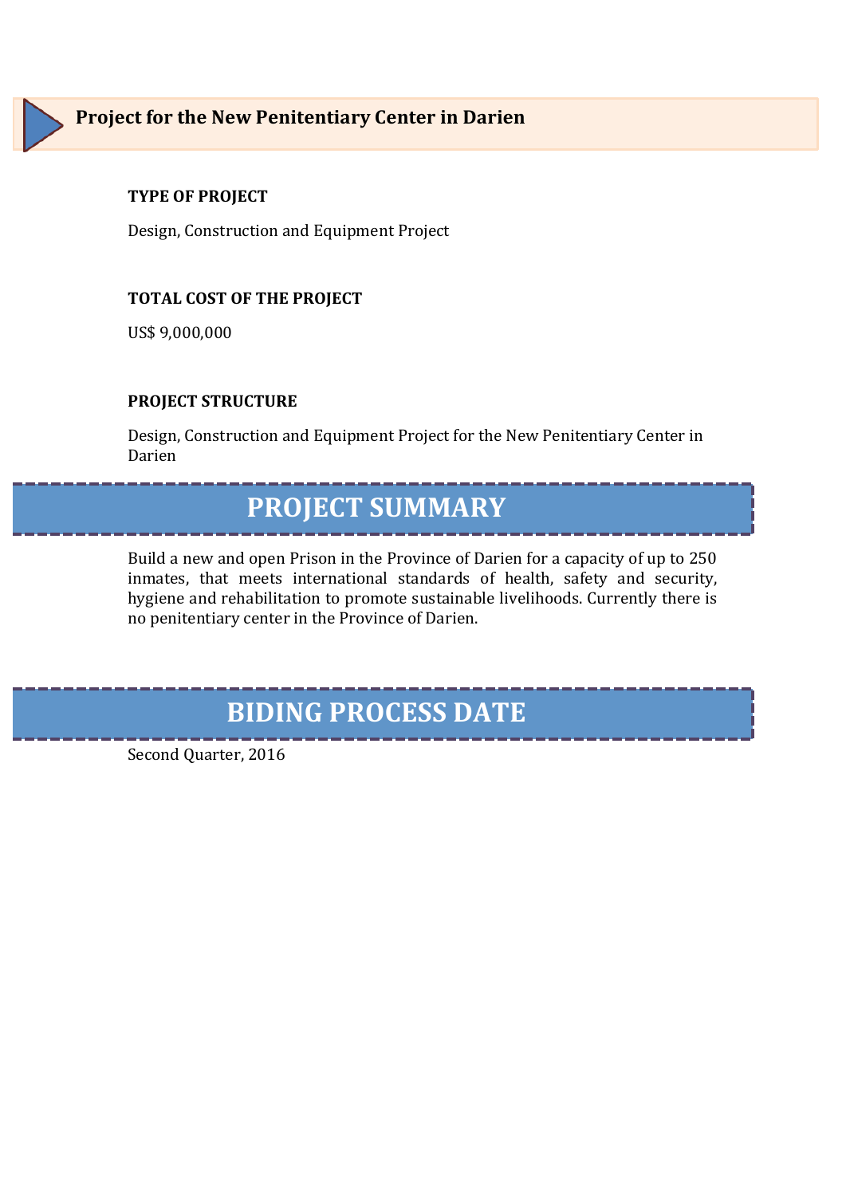## Project for the New Penitentiary Center in Darien

**TYPE OF PROJECT**

Design, Construction and Equipment Project

**TOTAL COST OF THE PROJECT**

US$ 9,000,000

**PROJECT STRUCTURE**

Design, Construction and Equipment Project for the New Penitentiary Center in Darien

# PROJECT SUMMARY

Build a new and open Prison in the Province of Darien for a capacity of up to 250 inmates, that meets international standards of health, safety and security, hygiene and rehabilitation to promote sustainable livelihoods. Currently there is no penitentiary center in the Province of Darien.

# BIDING PROCESS DATE

Second Quarter, 2016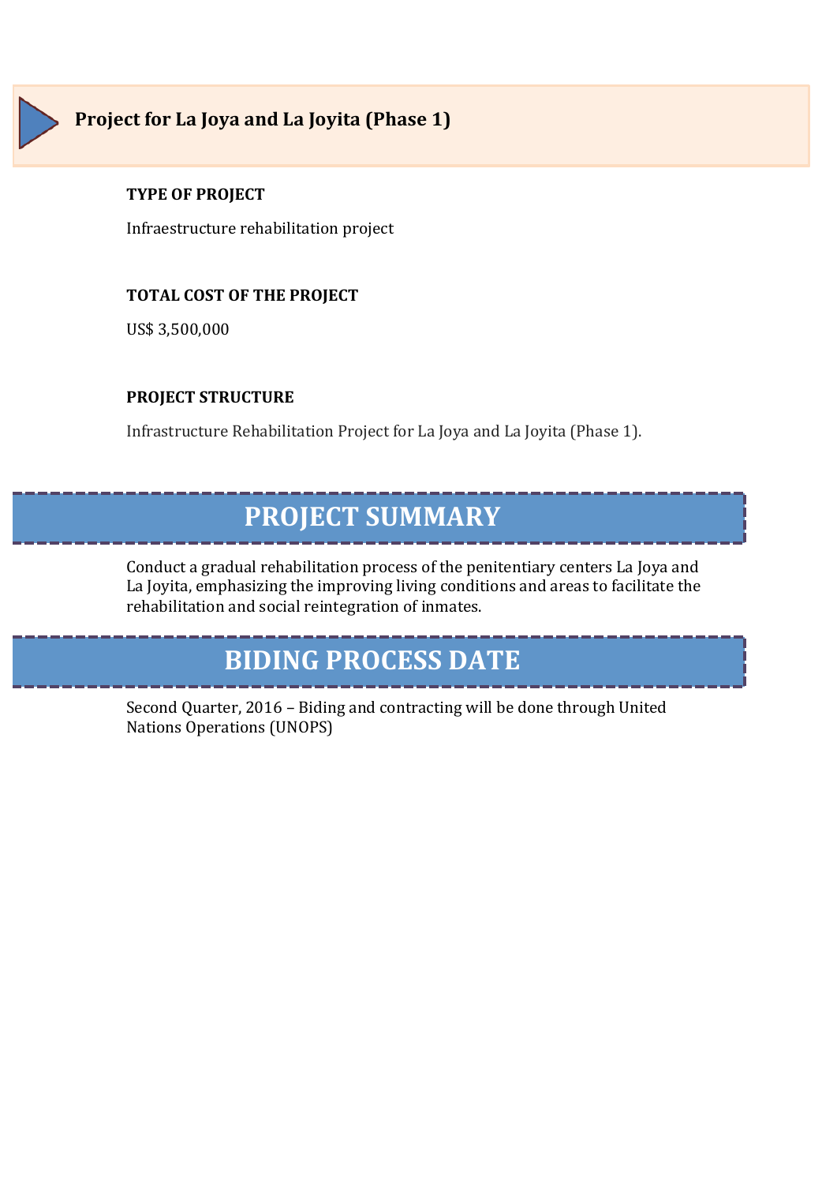## Project for La Joya and La Joyita (Phase 1)

**TYPE OF PROJECT**

Infraestructure rehabilitation project

**TOTAL COST OF THE PROJECT**

US$ 3,500,000

**PROJECT STRUCTURE**

Infrastructure Rehabilitation Project for La Joya and La Joyita (Phase 1).

# PROJECT SUMMARY

Conduct a gradual rehabilitation process of the penitentiary centers La Joya and La Joyita, emphasizing the improving living conditions and areas to facilitate the rehabilitation and social reintegration of inmates.

# BIDING PROCESS DATE

Second Quarter, 2016 – Biding and contracting will be done through United Nations Operations (UNOPS)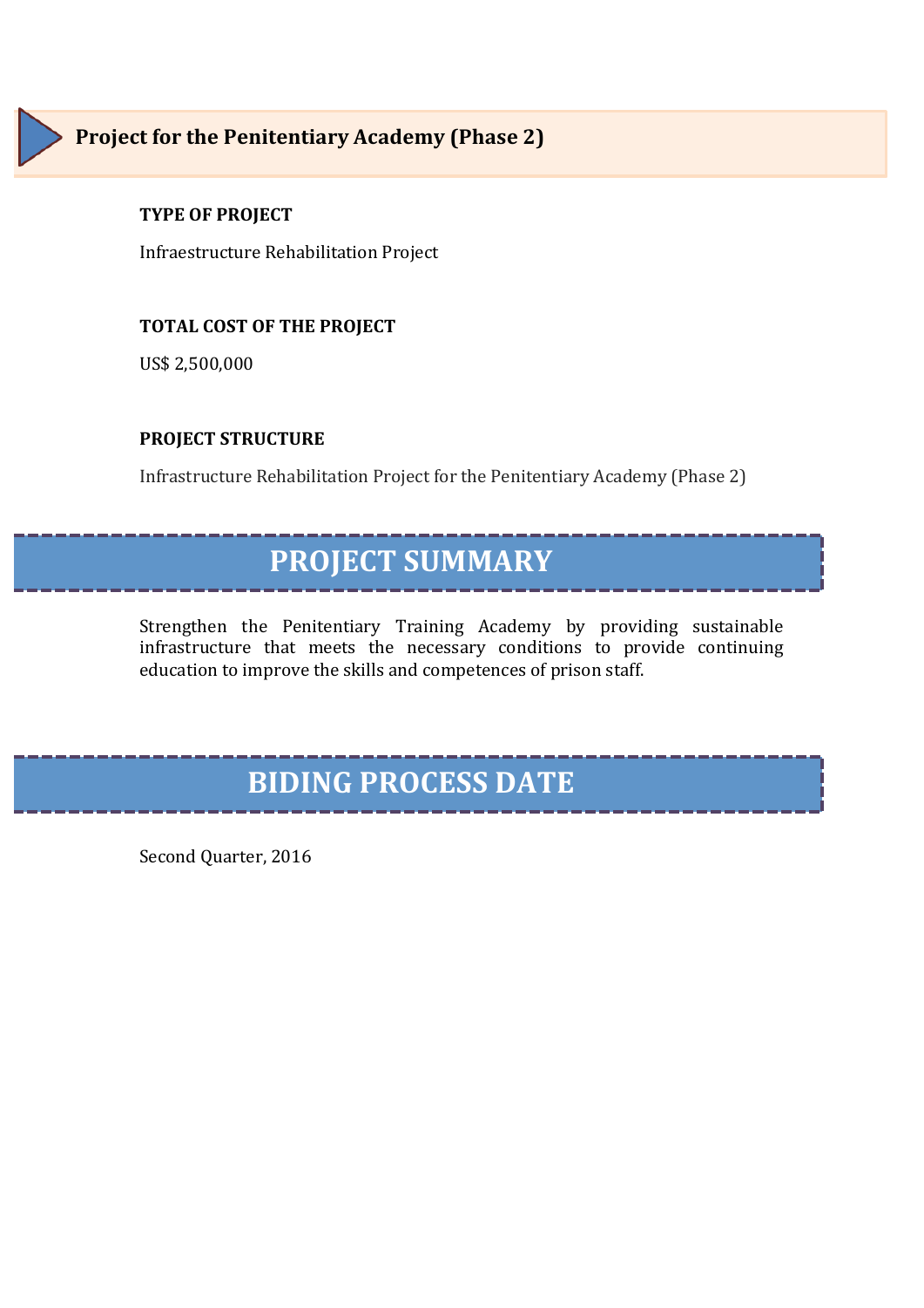## Project for the Penitentiary Academy (Phase 2)

**TYPE OF PROJECT**

Infraestructure Rehabilitation Project

**TOTAL COST OF THE PROJECT**

US$ 2,500,000

**PROJECT STRUCTURE**

Infrastructure Rehabilitation Project for the Penitentiary Academy (Phase 2)

# PROJECT SUMMARY

Strengthen the Penitentiary Training Academy by providing sustainable infrastructure that meets the necessary conditions to provide continuing education to improve the skills and competences of prison staff.

# BIDING PROCESS DATE

Second Quarter, 2016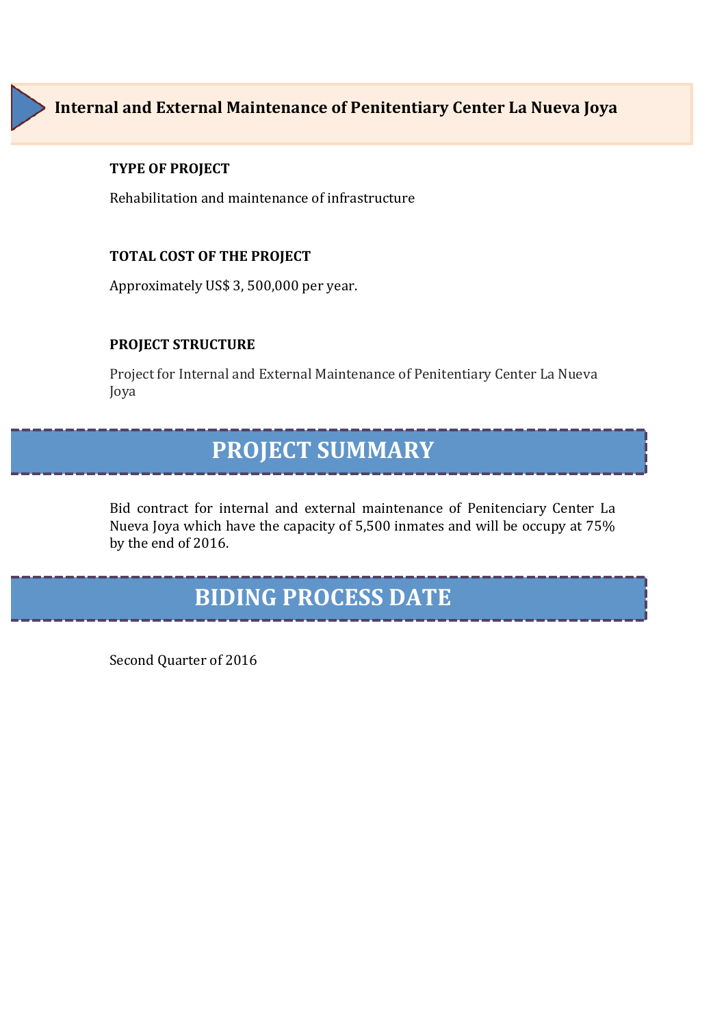## Internal and External Maintenance of Penitentiary Center La Nueva Joya

**TYPE OF PROJECT**

Rehabilitation and maintenance of infrastructure

**TOTAL COST OF THE PROJECT**

Approximately US$ 3, 500,000 per year.

**PROJECT STRUCTURE**

Project for Internal and External Maintenance of Penitentiary Center La Nueva Joya

# PROJECT SUMMARY

Bid contract for internal and external maintenance of Penitenciary Center La Nueva Joya which have the capacity of 5,500 inmates and will be occupy at 75% by the end of 2016.

# BIDING PROCESS DATE

Second Quarter of 2016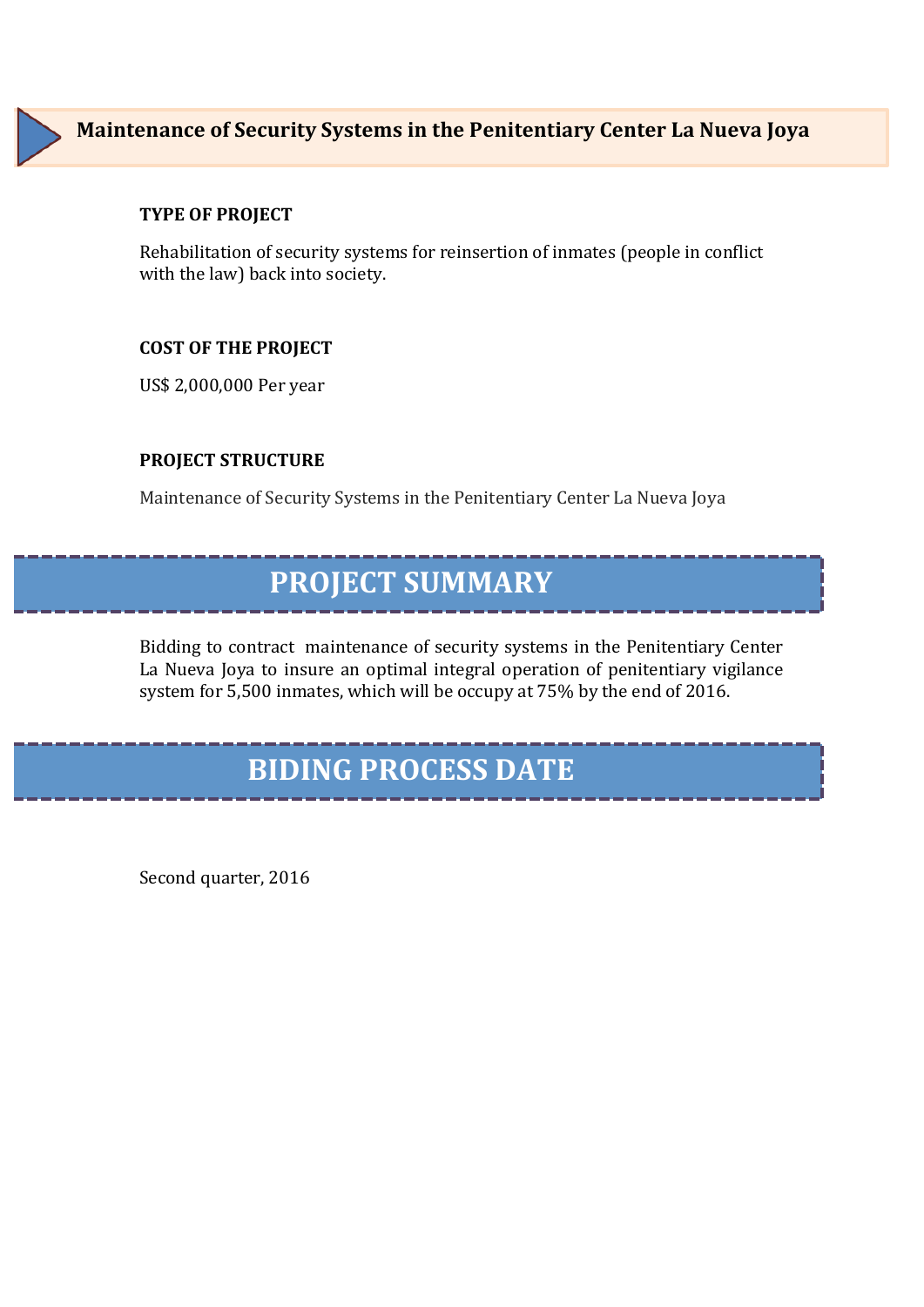## Maintenance of Security Systems in the Penitentiary Center La Nueva Joya

**TYPE OF PROJECT**

Rehabilitation of security systems for reinsertion of inmates (people in conflict with the law) back into society.

**COST OF THE PROJECT**

US$ 2,000,000 Per year

**PROJECT STRUCTURE**

Maintenance of Security Systems in the Penitentiary Center La Nueva Joya

# PROJECT SUMMARY

Bidding to contract maintenance of security systems in the Penitentiary Center La Nueva Joya to insure an optimal integral operation of penitentiary vigilance system for 5,500 inmates, which will be occupy at 75% by the end of 2016.

# BIDING PROCESS DATE

Second quarter, 2016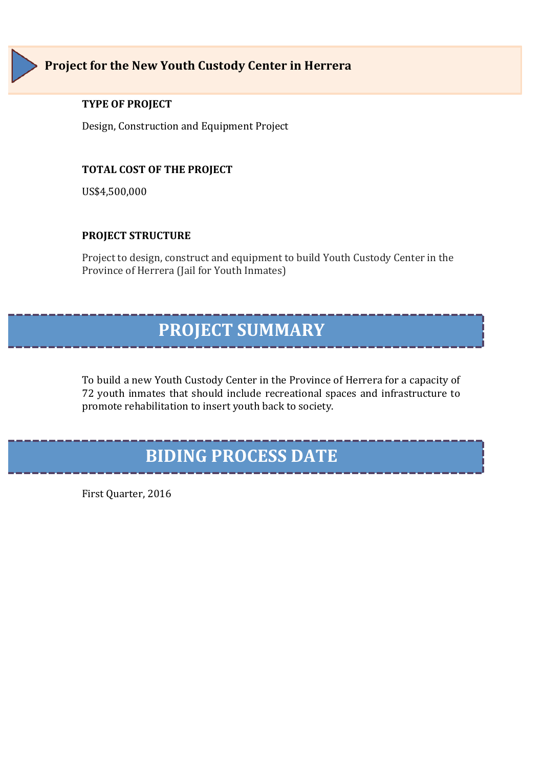## Project for the New Youth Custody Center in Herrera

**TYPE OF PROJECT**

Design, Construction and Equipment Project

**TOTAL COST OF THE PROJECT**

US$4,500,000

**PROJECT STRUCTURE**

Project to design, construct and equipment to build Youth Custody Center in the Province of Herrera (Jail for Youth Inmates)

## PROJECT SUMMARY

To build a new Youth Custody Center in the Province of Herrera for a capacity of 72 youth inmates that should include recreational spaces and infrastructure to promote rehabilitation to insert youth back to society.

## BIDING PROCESS DATE

First Quarter, 2016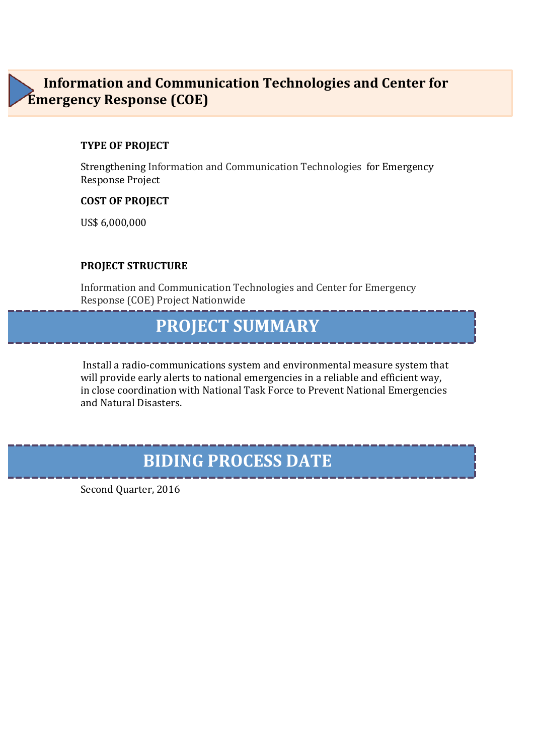## Information and Communication Technologies and Center for Emergency Response (COE)

**TYPE OF PROJECT**

Strengthening Information and Communication Technologies for Emergency Response Project

**COST OF PROJECT**

US$ 6,000,000

**PROJECT STRUCTURE**

Information and Communication Technologies and Center for Emergency Response (COE) Project Nationwide

## PROJECT SUMMARY

Install a radio-communications system and environmental measure system that will provide early alerts to national emergencies in a reliable and efficient way, in close coordination with National Task Force to Prevent National Emergencies and Natural Disasters.

## BIDING PROCESS DATE

Second Quarter, 2016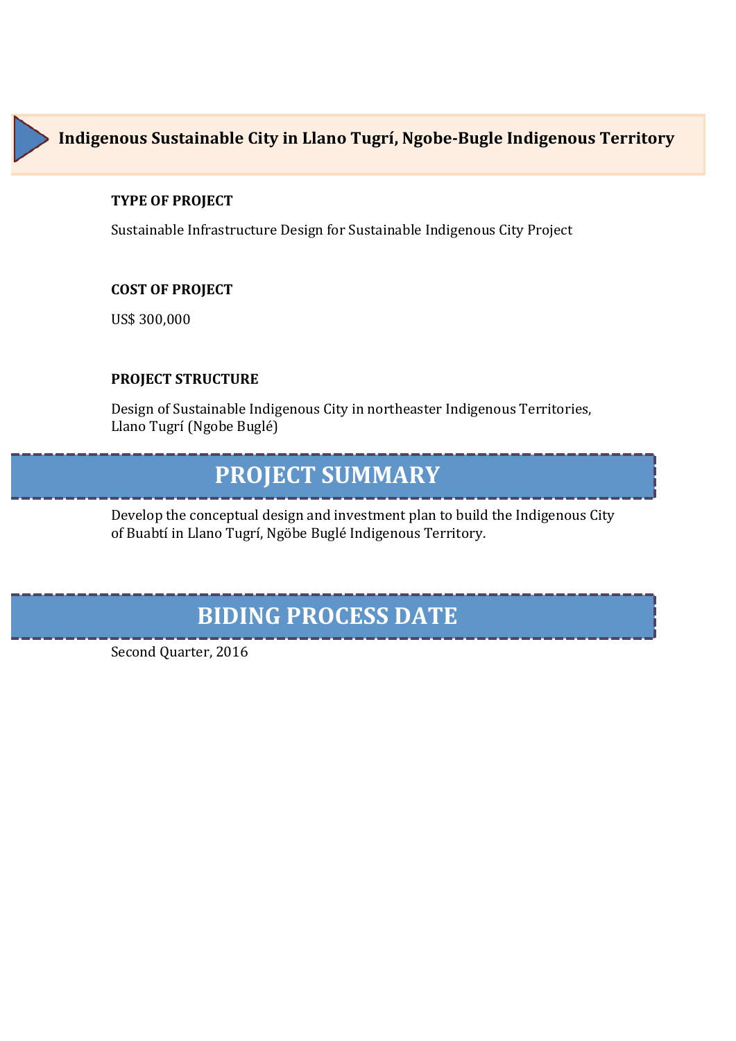## Indigenous Sustainable City in Llano Tugrí, Ngobe-Bugle Indigenous Territory

**TYPE OF PROJECT**

Sustainable Infrastructure Design for Sustainable Indigenous City Project

**COST OF PROJECT**

US$ 300,000

**PROJECT STRUCTURE**

Design of Sustainable Indigenous City in northeaster Indigenous Territories, Llano Tugrí (Ngobe Buglé)

# PROJECT SUMMARY

Develop the conceptual design and investment plan to build the Indigenous City of Buabtí in Llano Tugrí, Ngöbe Buglé Indigenous Territory.

# BIDING PROCESS DATE

Second Quarter, 2016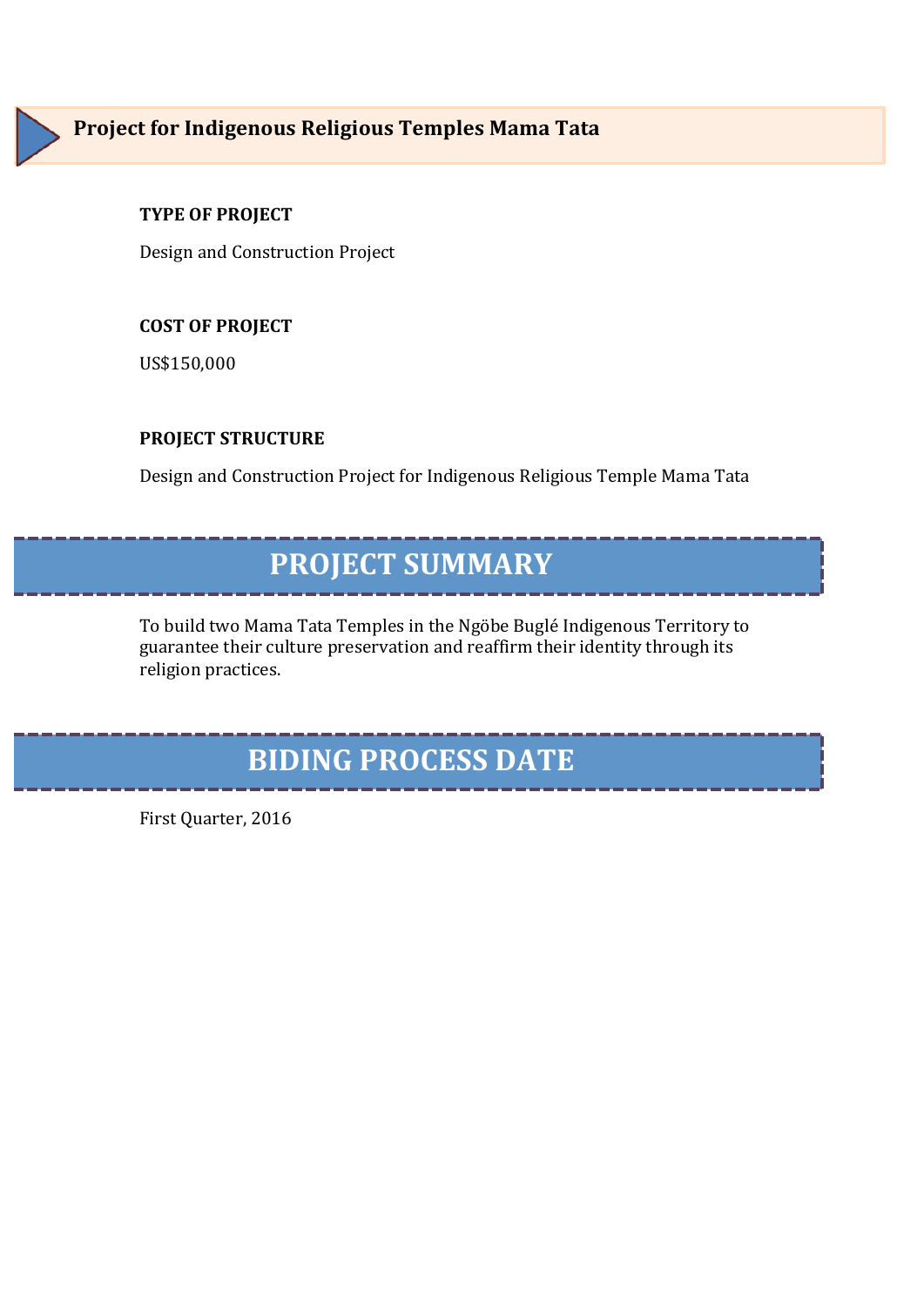## Project for Indigenous Religious Temples Mama Tata

**TYPE OF PROJECT**

Design and Construction Project

**COST OF PROJECT**

US$150,000

**PROJECT STRUCTURE**

Design and Construction Project for Indigenous Religious Temple Mama Tata

# PROJECT SUMMARY

To build two Mama Tata Temples in the Ngöbe Buglé Indigenous Territory to guarantee their culture preservation and reaffirm their identity through its religion practices.

# BIDING PROCESS DATE

First Quarter, 2016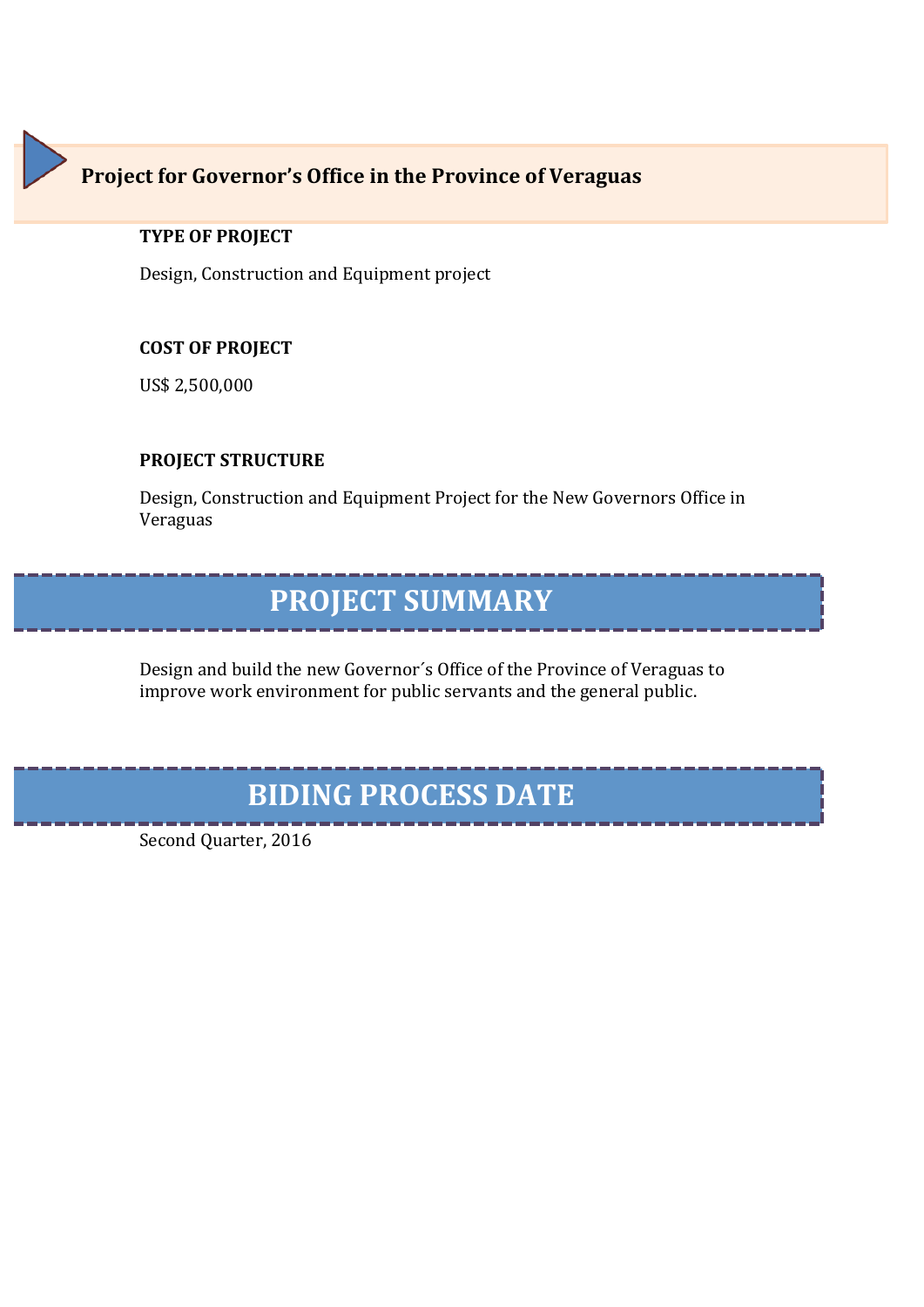## Project for Governor’s Office in the Province of Veraguas

**TYPE OF PROJECT**

Design, Construction and Equipment project

**COST OF PROJECT**

US$ 2,500,000

**PROJECT STRUCTURE**

Design, Construction and Equipment Project for the New Governors Office in Veraguas

# PROJECT SUMMARY

Design and build the new Governor´s Office of the Province of Veraguas to improve work environment for public servants and the general public.

# BIDING PROCESS DATE

Second Quarter, 2016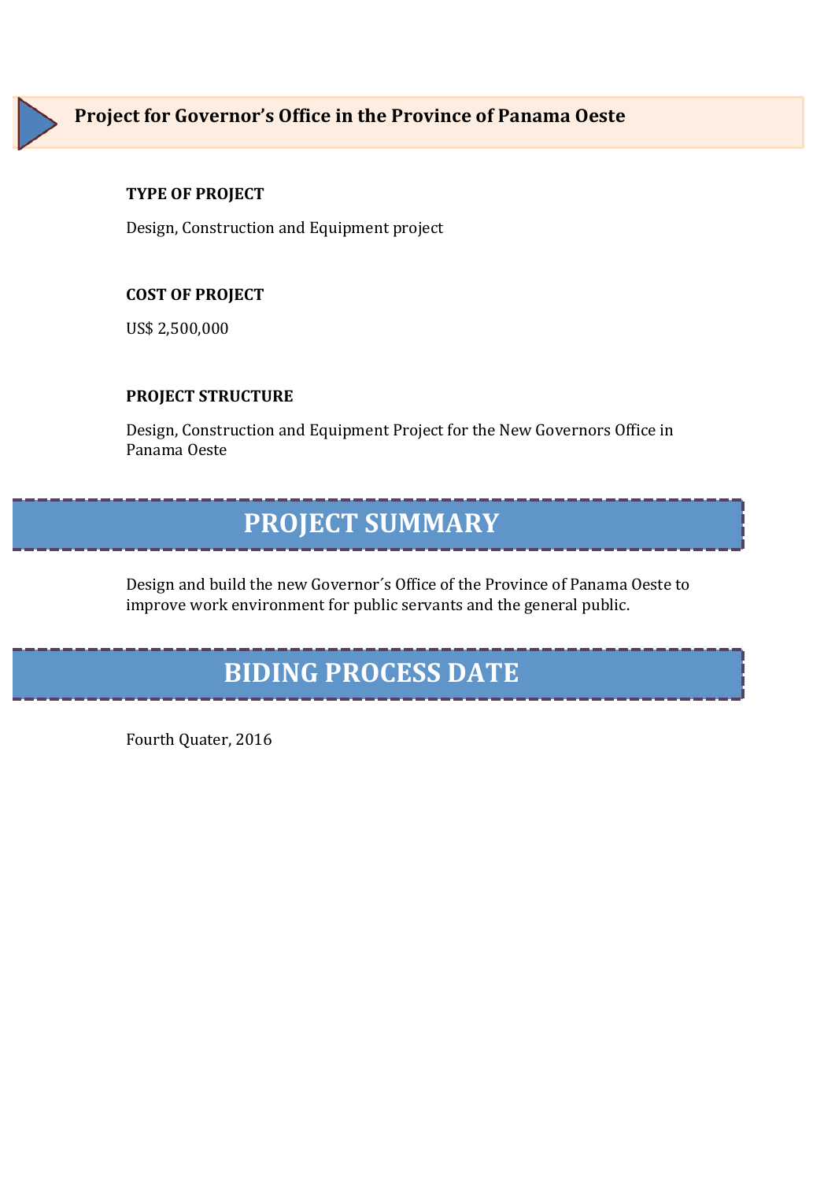## Project for Governor’s Office in the Province of Panama Oeste

**TYPE OF PROJECT**

Design, Construction and Equipment project

**COST OF PROJECT**

US$ 2,500,000

**PROJECT STRUCTURE**

Design, Construction and Equipment Project for the New Governors Office in Panama Oeste

# PROJECT SUMMARY

Design and build the new Governor´s Office of the Province of Panama Oeste to improve work environment for public servants and the general public.

# BIDING PROCESS DATE

Fourth Quater, 2016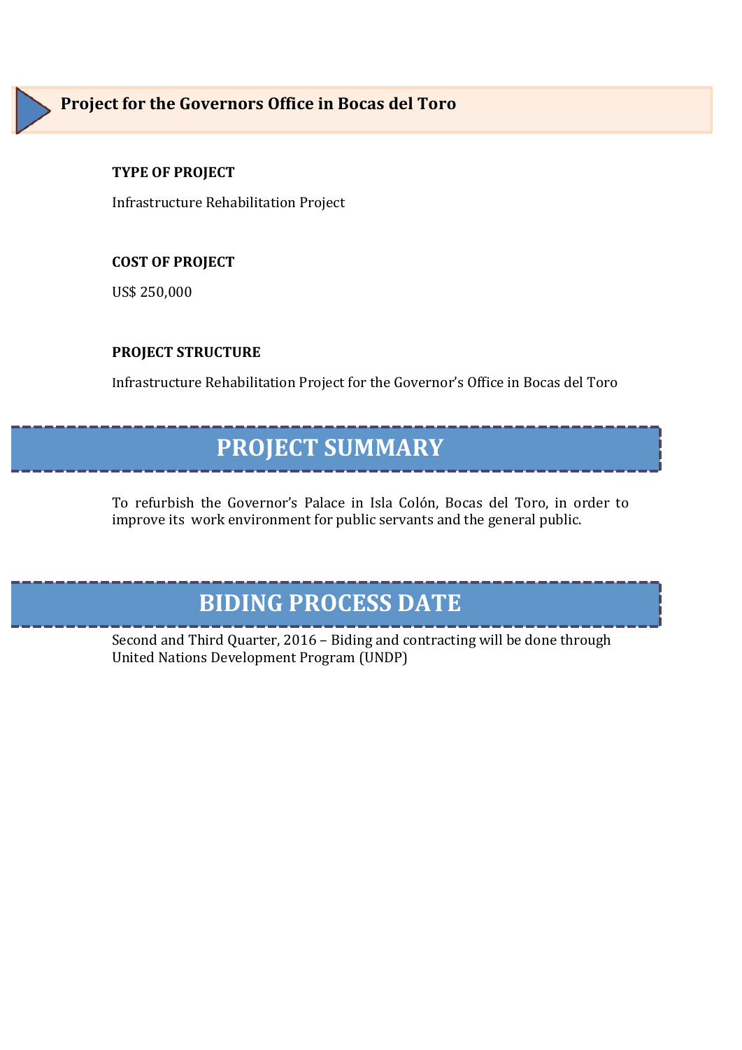## Project for the Governors Office in Bocas del Toro

**TYPE OF PROJECT**

Infrastructure Rehabilitation Project

**COST OF PROJECT**

US$ 250,000

**PROJECT STRUCTURE**

Infrastructure Rehabilitation Project for the Governor's Office in Bocas del Toro

# PROJECT SUMMARY

To refurbish the Governor's Palace in Isla Colón, Bocas del Toro, in order to improve its work environment for public servants and the general public.

# BIDING PROCESS DATE

Second and Third Quarter, 2016 – Biding and contracting will be done through United Nations Development Program (UNDP)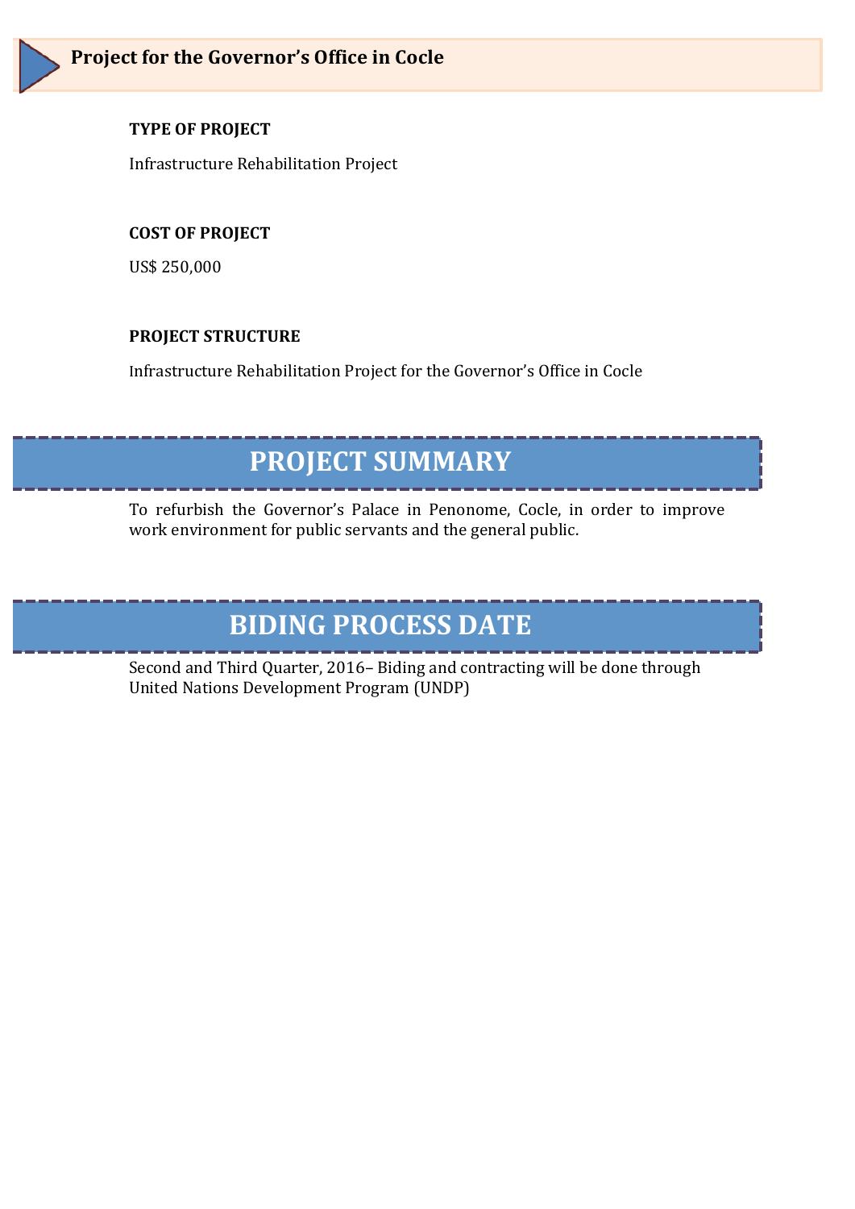## Project for the Governor’s Office in Cocle

**TYPE OF PROJECT**

Infrastructure Rehabilitation Project

**COST OF PROJECT**

US$ 250,000

**PROJECT STRUCTURE**

Infrastructure Rehabilitation Project for the Governor’s Office in Cocle

# PROJECT SUMMARY

To refurbish the Governor’s Palace in Penonome, Cocle, in order to improve work environment for public servants and the general public.

# BIDING PROCESS DATE

Second and Third Quarter, 2016– Biding and contracting will be done through United Nations Development Program (UNDP)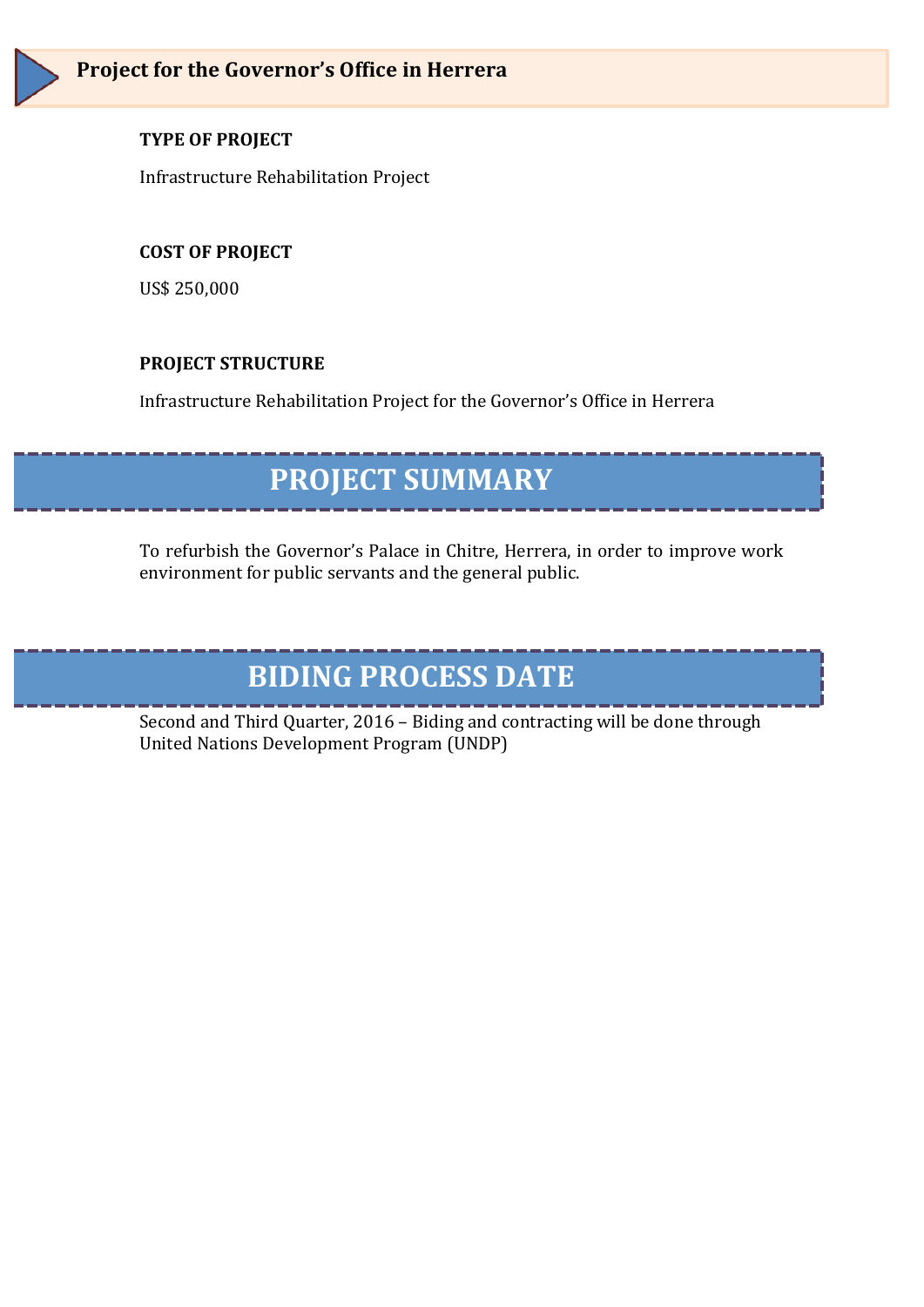## Project for the Governor's Office in Herrera

**TYPE OF PROJECT**

Infrastructure Rehabilitation Project

**COST OF PROJECT**

US$ 250,000

**PROJECT STRUCTURE**

Infrastructure Rehabilitation Project for the Governor's Office in Herrera

# PROJECT SUMMARY

To refurbish the Governor's Palace in Chitre, Herrera, in order to improve work environment for public servants and the general public.

# BIDING PROCESS DATE

Second and Third Quarter, 2016 – Biding and contracting will be done through United Nations Development Program (UNDP)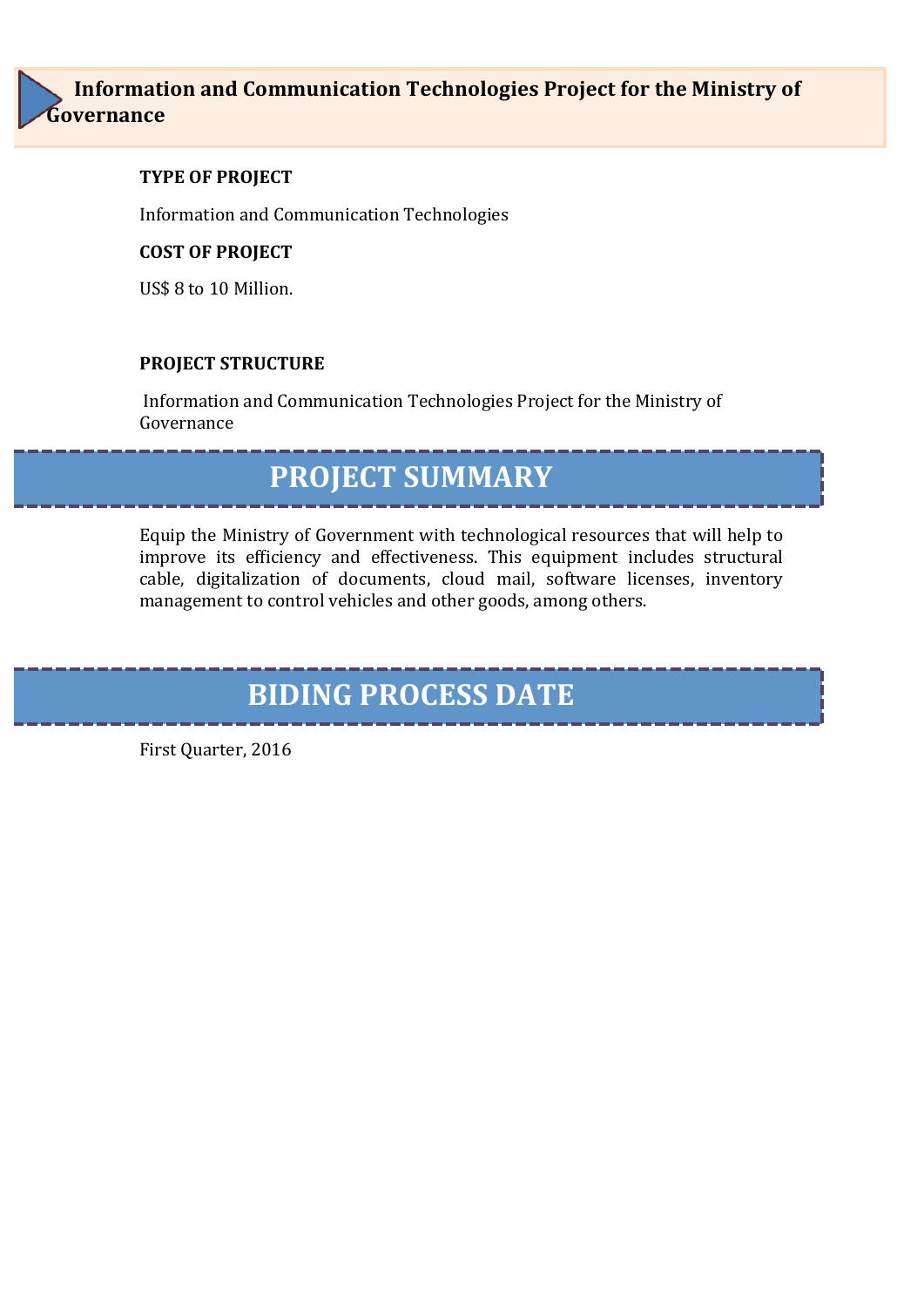## Information and Communication Technologies Project for the Ministry of Governance

**TYPE OF PROJECT**

Information and Communication Technologies

**COST OF PROJECT**

US$ 8 to 10 Million.

**PROJECT STRUCTURE**

Information and Communication Technologies Project for the Ministry of Governance

## PROJECT SUMMARY

Equip the Ministry of Government with technological resources that will help to improve its efficiency and effectiveness. This equipment includes structural cable, digitalization of documents, cloud mail, software licenses, inventory management to control vehicles and other goods, among others.

## BIDING PROCESS DATE

First Quarter, 2016